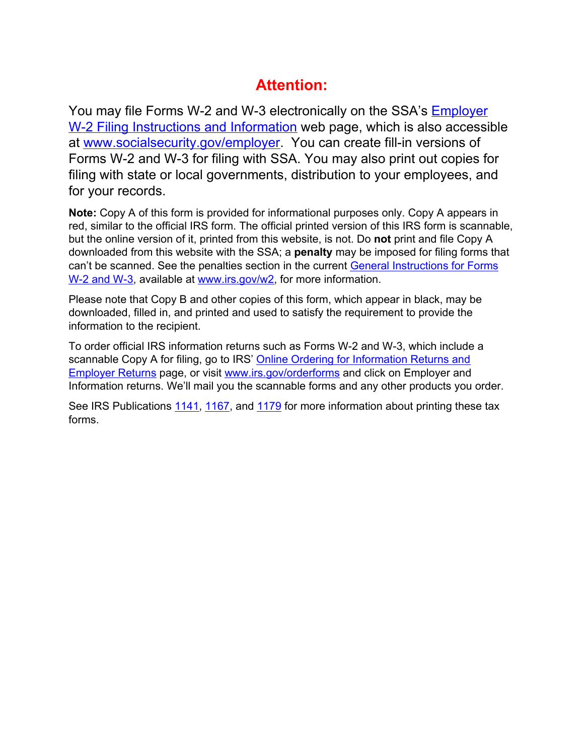# Attention:

You may file Forms W-2 and W-3 electronically on the SSA's [Employer W-2 Filing Instructions and Information] web page, which is also accessible at www.socialsecurity.gov/employer. You can create fill-in versions of Forms W-2 and W-3 for filing with SSA. You may also print out copies for filing with state or local governments, distribution to your employees, and for your records.

**Note:** Copy A of this form is provided for informational purposes only. Copy A appears in red, similar to the official IRS form. The official printed version of this IRS form is scannable, but the online version of it, printed from this website, is not. Do **not** print and file Copy A downloaded from this website with the SSA; a **penalty** may be imposed for filing forms that can't be scanned. See the penalties section in the current General Instructions for Forms W-2 and W-3, available at www.irs.gov/w2, for more information.

Please note that Copy B and other copies of this form, which appear in black, may be downloaded, filled in, and printed and used to satisfy the requirement to provide the information to the recipient.

To order official IRS information returns such as Forms W-2 and W-3, which include a scannable Copy A for filing, go to IRS' Online Ordering for Information Returns and Employer Returns page, or visit www.irs.gov/orderforms and click on Employer and Information returns. We'll mail you the scannable forms and any other products you order.

See IRS Publications 1141, 1167, and 1179 for more information about printing these tax forms.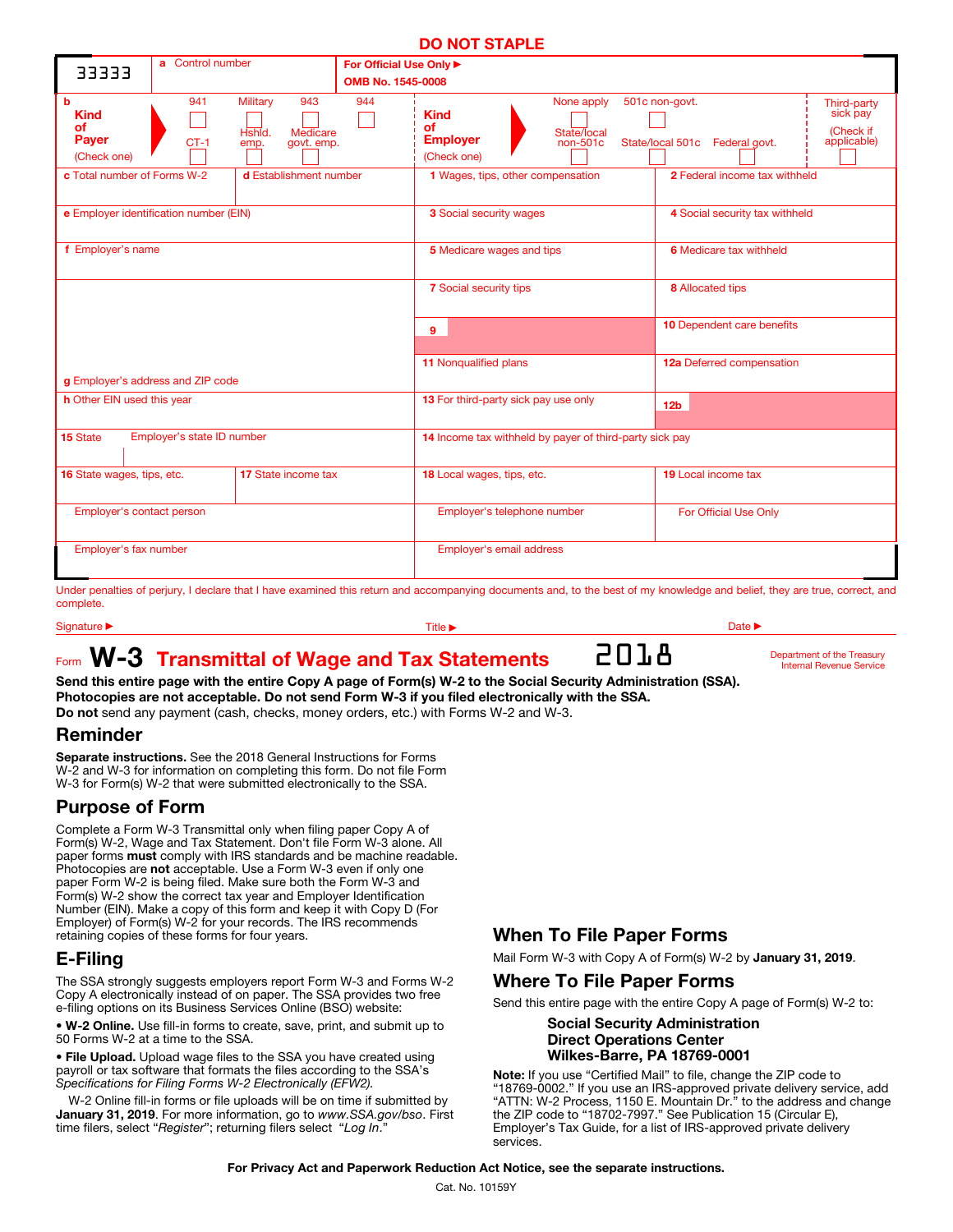**DO NOT STAPLE**

| | | |
|---|---|---|
| 33333 | a Control number | For Official Use Only ▶ OMB No. 1545-0008 |

| | | | |
|---|---|---|---|
| **b** Kind of Payer (Check one): 941 ☐ Military ☐ 943 ☐ 944 ☐ CT-1 ☐ Hshld. emp. ☐ Medicare govt. emp. ☐ | | Kind of Employer (Check one): None apply ☐ 501c non-govt. ☐ State/local non-501c ☐ State/local 501c ☐ Federal govt. ☐ | Third-party sick pay (Check if applicable) ☐ |
| c Total number of Forms W-2 | d Establishment number | 1 Wages, tips, other compensation | 2 Federal income tax withheld |
| e Employer identification number (EIN) | | 3 Social security wages | 4 Social security tax withheld |
| f Employer's name | | 5 Medicare wages and tips | 6 Medicare tax withheld |
| | | 7 Social security tips | 8 Allocated tips |
| | | 9 | 10 Dependent care benefits |
| g Employer's address and ZIP code | | 11 Nonqualified plans | 12a Deferred compensation |
| h Other EIN used this year | | 13 For third-party sick pay use only | 12b |
| 15 State Employer's state ID number | | 14 Income tax withheld by payer of third-party sick pay | |
| 16 State wages, tips, etc. | 17 State income tax | 18 Local wages, tips, etc. | 19 Local income tax |
| Employer's contact person | | Employer's telephone number | For Official Use Only |
| Employer's fax number | | Employer's email address | |

Under penalties of perjury, I declare that I have examined this return and accompanying documents and, to the best of my knowledge and belief, they are true, correct, and complete.

Signature ▶ Title ▶ Date ▶

Form **W-3 Transmittal of Wage and Tax Statements** **2018**

Department of the Treasury
Internal Revenue Service

**Send this entire page with the entire Copy A page of Form(s) W-2 to the Social Security Administration (SSA). Photocopies are not acceptable. Do not send Form W-3 if you filed electronically with the SSA.**
**Do not** send any payment (cash, checks, money orders, etc.) with Forms W-2 and W-3.

## Reminder

**Separate instructions.** See the 2018 General Instructions for Forms W-2 and W-3 for information on completing this form. Do not file Form W-3 for Form(s) W-2 that were submitted electronically to the SSA.

## Purpose of Form

Complete a Form W-3 Transmittal only when filing paper Copy A of Form(s) W-2, Wage and Tax Statement. Don't file Form W-3 alone. All paper forms **must** comply with IRS standards and be machine readable. Photocopies are **not** acceptable. Use a Form W-3 even if only one paper Form W-2 is being filed. Make sure both the Form W-3 and Form(s) W-2 show the correct tax year and Employer Identification Number (EIN). Make a copy of this form and keep it with Copy D (For Employer) of Form(s) W-2 for your records. The IRS recommends retaining copies of these forms for four years.

## E-Filing

The SSA strongly suggests employers report Form W-3 and Forms W-2 Copy A electronically instead of on paper. The SSA provides two free e-filing options on its Business Services Online (BSO) website:

- **W-2 Online.** Use fill-in forms to create, save, print, and submit up to 50 Forms W-2 at a time to the SSA.
- **File Upload.** Upload wage files to the SSA you have created using payroll or tax software that formats the files according to the SSA's *Specifications for Filing Forms W-2 Electronically (EFW2).*

W-2 Online fill-in forms or file uploads will be on time if submitted by **January 31, 2019**. For more information, go to *www.SSA.gov/bso*. First time filers, select "*Register*"; returning filers select "*Log In*."

## When To File Paper Forms

Mail Form W-3 with Copy A of Form(s) W-2 by **January 31, 2019**.

## Where To File Paper Forms

Send this entire page with the entire Copy A page of Form(s) W-2 to:

**Social Security Administration**
**Direct Operations Center**
**Wilkes-Barre, PA 18769-0001**

**Note:** If you use "Certified Mail" to file, change the ZIP code to "18769-0002." If you use an IRS-approved private delivery service, add "ATTN: W-2 Process, 1150 E. Mountain Dr." to the address and change the ZIP code to "18702-7997." See Publication 15 (Circular E), Employer's Tax Guide, for a list of IRS-approved private delivery services.

**For Privacy Act and Paperwork Reduction Act Notice, see the separate instructions.**

Cat. No. 10159Y